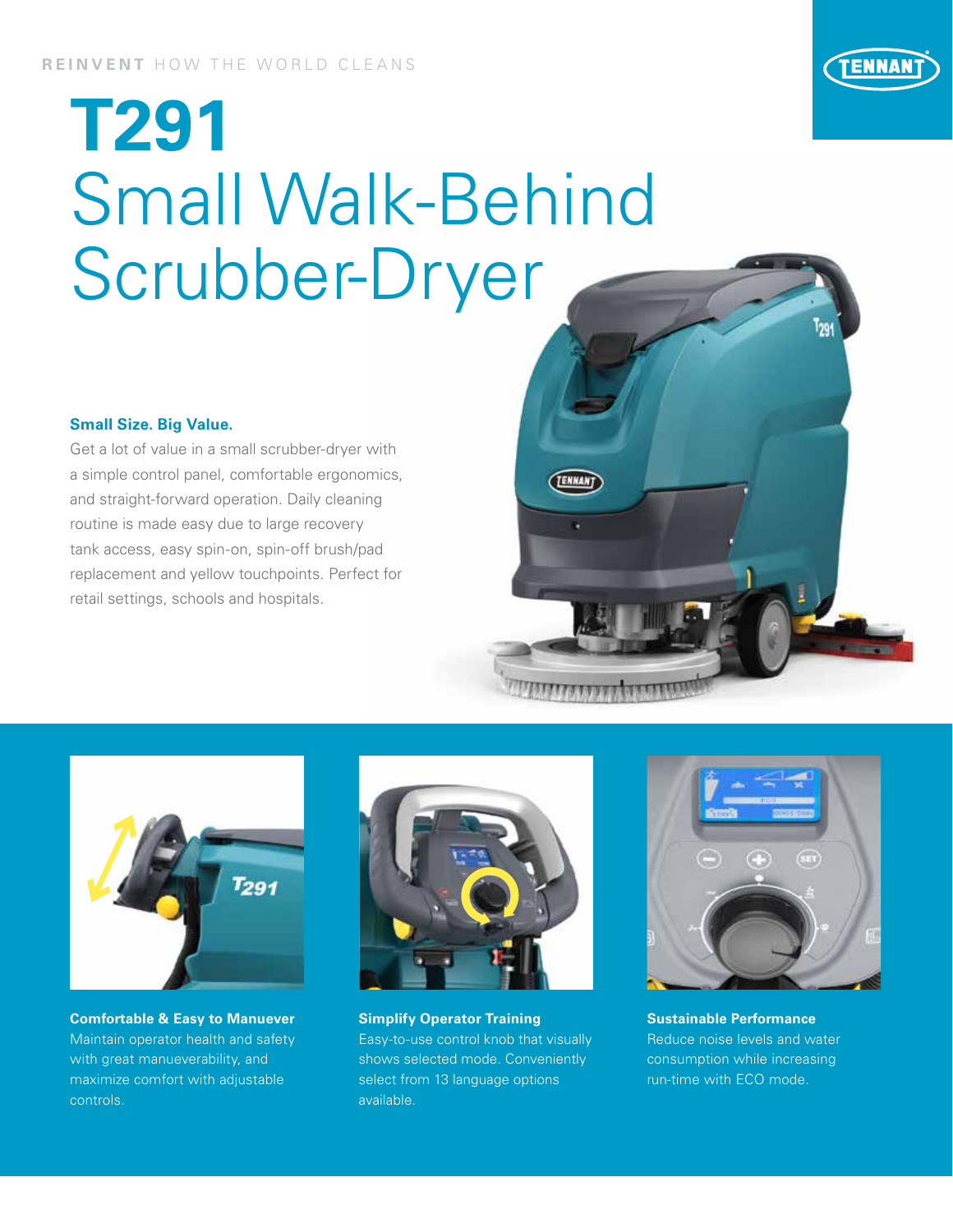REINVENT HOW THE WORLD CLEANS

# T291
# Small Walk-Behind Scrubber-Dryer

### Small Size. Big Value.

Get a lot of value in a small scrubber-dryer with a simple control panel, comfortable ergonomics, and straight-forward operation. Daily cleaning routine is made easy due to large recovery tank access, easy spin-on, spin-off brush/pad replacement and yellow touchpoints. Perfect for retail settings, schools and hospitals.

**Comfortable & Easy to Manuever**
Maintain operator health and safety with great manueverability, and maximize comfort with adjustable controls.

**Simplify Operator Training**
Easy-to-use control knob that visually shows selected mode. Conveniently select from 13 language options available.

**Sustainable Performance**
Reduce noise levels and water consumption while increasing run-time with ECO mode.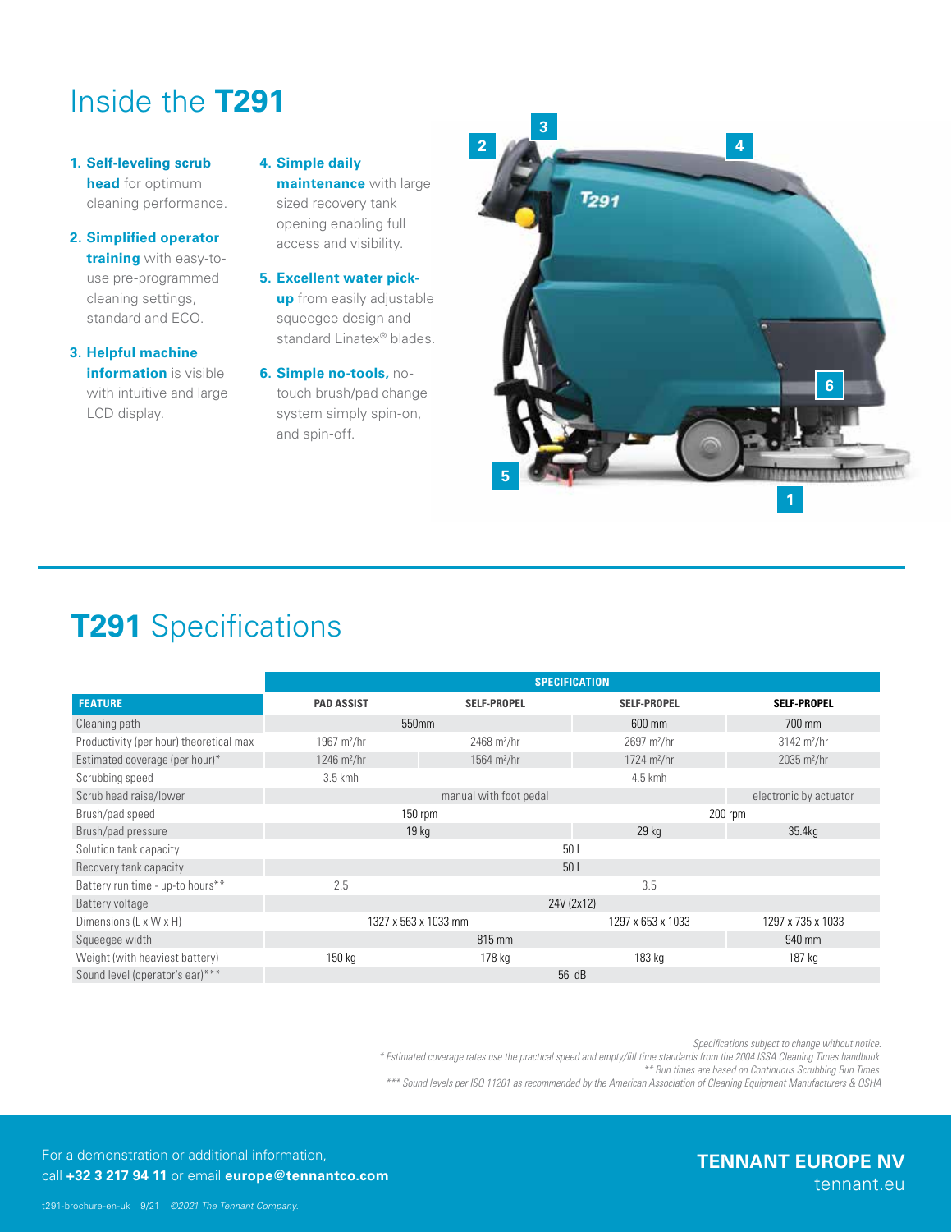# Inside the **T291**

1. **Self-leveling scrub head** for optimum cleaning performance.
2. **Simplified operator training** with easy-to-use pre-programmed cleaning settings, standard and ECO.
3. **Helpful machine information** is visible with intuitive and large LCD display.
4. **Simple daily maintenance** with large sized recovery tank opening enabling full access and visibility.
5. **Excellent water pick-up** from easily adjustable squeegee design and standard Linatex® blades.
6. **Simple no-tools,** no-touch brush/pad change system simply spin-on, and spin-off.

2 3 4 T291 6 5 1

# **T291** Specifications

| | SPECIFICATION | | | |
|---|---|---|---|---|
| **FEATURE** | **PAD ASSIST** | **SELF-PROPEL** | **SELF-PROPEL** | **SELF-PROPEL** |
| Cleaning path | 550mm | | 600 mm | 700 mm |
| Productivity (per hour) theoretical max | 1967 m²/hr | 2468 m²/hr | 2697 m²/hr | 3142 m²/hr |
| Estimated coverage (per hour)* | 1246 m²/hr | 1564 m²/hr | 1724 m²/hr | 2035 m²/hr |
| Scrubbing speed | 3.5 kmh | | 4.5 kmh | |
| Scrub head raise/lower | | manual with foot pedal | | electronic by actuator |
| Brush/pad speed | 150 rpm | | 200 rpm | |
| Brush/pad pressure | 19 kg | | 29 kg | 35.4kg |
| Solution tank capacity | 50 L | | | |
| Recovery tank capacity | 50 L | | | |
| Battery run time - up-to hours** | 2.5 | | 3.5 | |
| Battery voltage | 24V (2x12) | | | |
| Dimensions (L x W x H) | 1327 x 563 x 1033 mm | | 1297 x 653 x 1033 | 1297 x 735 x 1033 |
| Squeegee width | | 815 mm | | 940 mm |
| Weight (with heaviest battery) | 150 kg | 178 kg | 183 kg | 187 kg |
| Sound level (operator's ear)*** | 56 dB | | | |

*Specifications subject to change without notice.*
*\* Estimated coverage rates use the practical speed and empty/fill time standards from the 2004 ISSA Cleaning Times handbook.*
*\*\* Run times are based on Continuous Scrubbing Run Times.*
*\*\*\* Sound levels per ISO 11201 as recommended by the American Association of Cleaning Equipment Manufacturers & OSHA*

For a demonstration or additional information, call **+32 3 217 94 11** or email **europe@tennantco.com**

**TENNANT EUROPE NV**
tennant.eu

t291-brochure-en-uk 9/21 *©2021 The Tennant Company.*